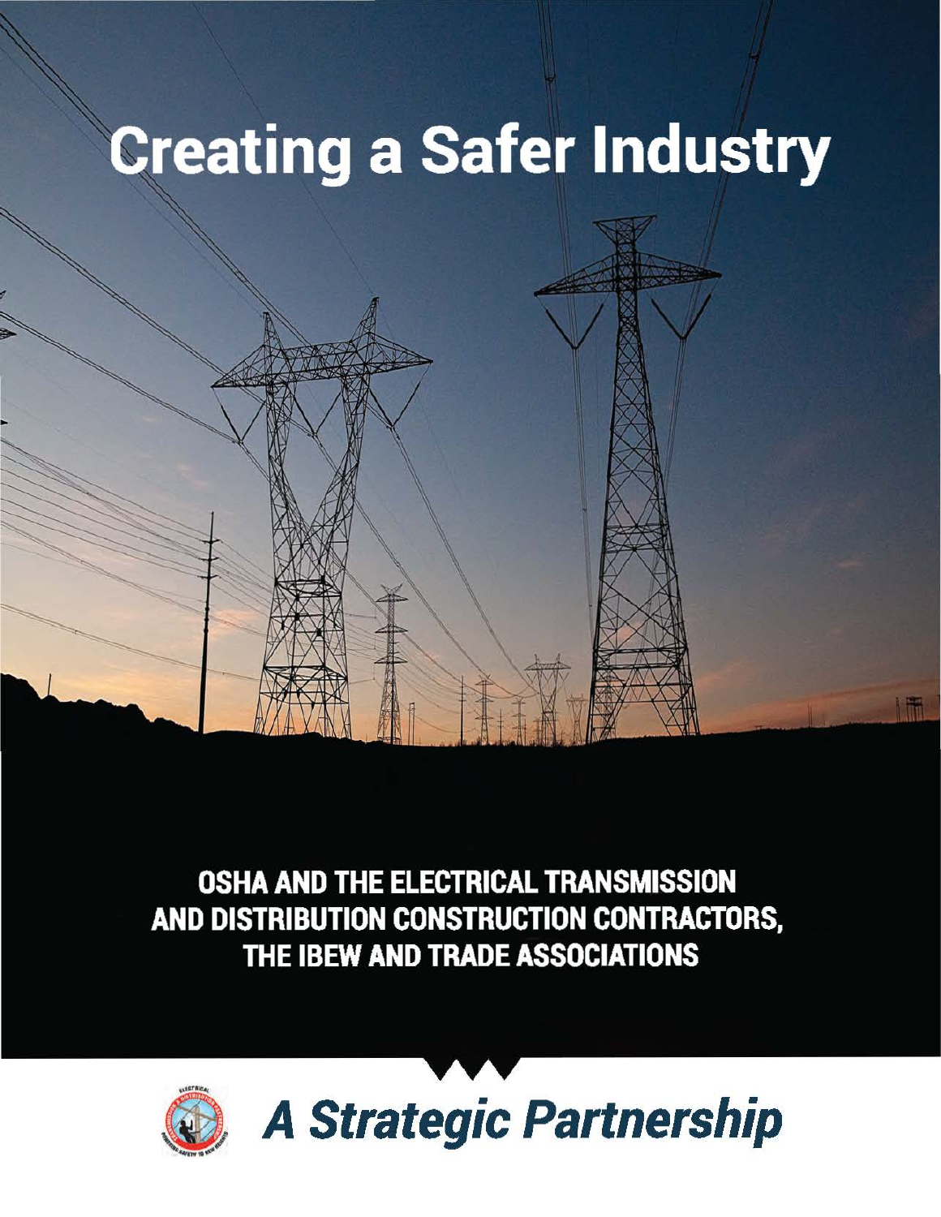# Creating a Safer Industry

**OSHA AND THE ELECTRICAL TRANSMISSION AND DISTRIBUTION CONSTRUCTION CONTRACTORS, THE IBEW AND TRADE ASSOCIATIONS**

## *A Strategic Partnership*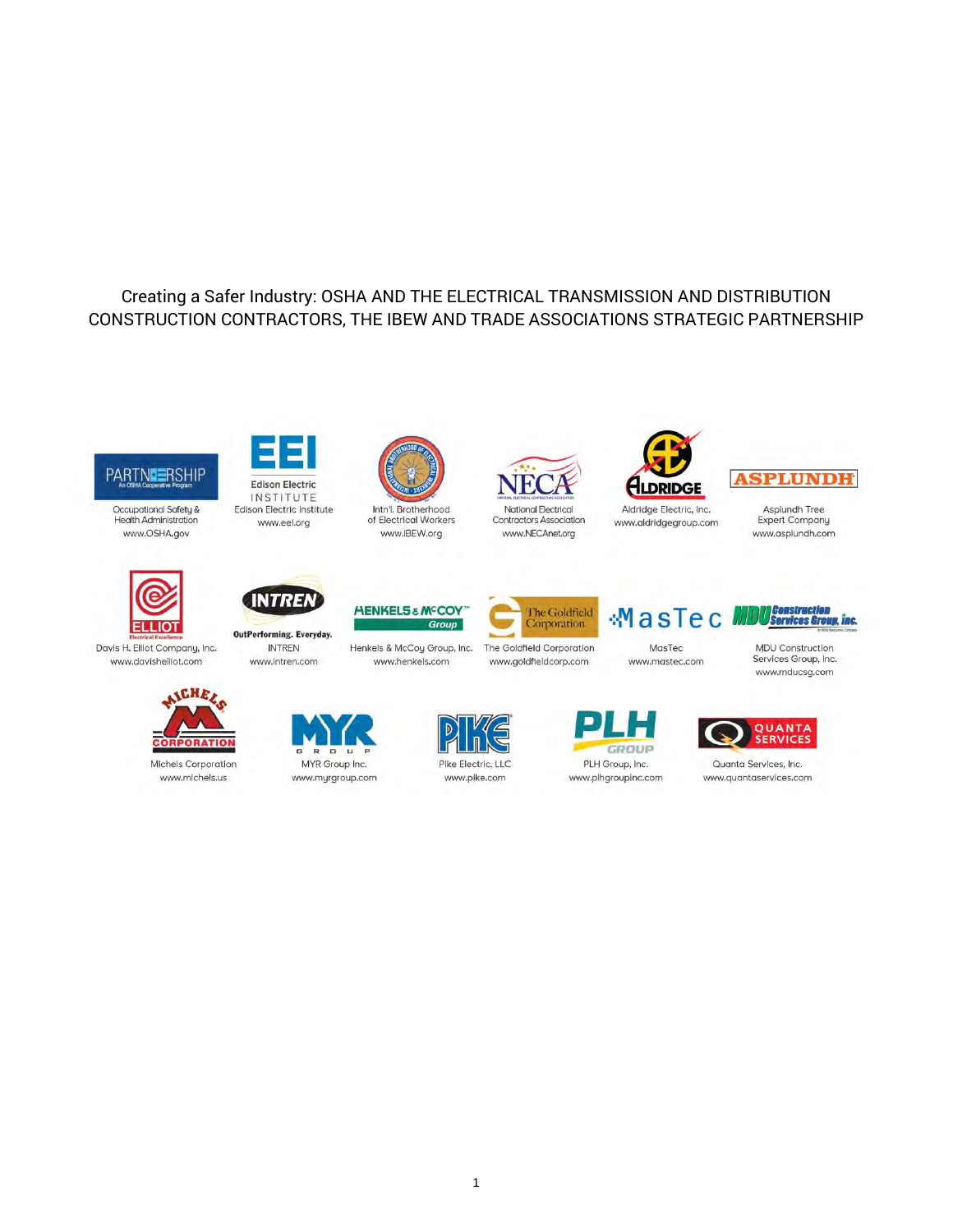Creating a Safer Industry: OSHA AND THE ELECTRICAL TRANSMISSION AND DISTRIBUTION CONSTRUCTION CONTRACTORS, THE IBEW AND TRADE ASSOCIATIONS STRATEGIC PARTNERSHIP

PARTNERSHIP
An OSHA Cooperative Program
Occupational Safety & Health Administration
www.OSHA.gov

EEI
Edison Electric INSTITUTE
Edison Electric Institute
www.eei.org

Intn'l. Brotherhood of Electrical Workers
www.IBEW.org

NECA
National Electrical Contractors Association
www.NECAnet.org

ALDRIDGE
Aldridge Electric, Inc.
www.aldridgegroup.com

ASPLUNDH
Asplundh Tree Expert Company
www.asplundh.com

ELLIOT
Electrical Excellence
Davis H. Elliot Company, Inc.
www.davishelliot.com

INTREN
OutPerforming. Everyday.
INTREN
www.intren.com

HENKELS & McCOY Group
Henkels & McCoy Group, Inc.
www.henkels.com

The Goldfield Corporation
The Goldfield Corporation
www.goldfieldcorp.com

MasTec
MasTec
www.mastec.com

MDU Construction Services Group, Inc.
MDU Construction Services Group, Inc.
www.mducsg.com

MICHELS CORPORATION
Michels Corporation
www.michels.us

MYR GROUP
MYR Group Inc.
www.myrgroup.com

PIKE
Pike Electric, LLC
www.pike.com

PLH GROUP
PLH Group, Inc.
www.plhgroupinc.com

QUANTA SERVICES
Quanta Services, Inc.
www.quantaservices.com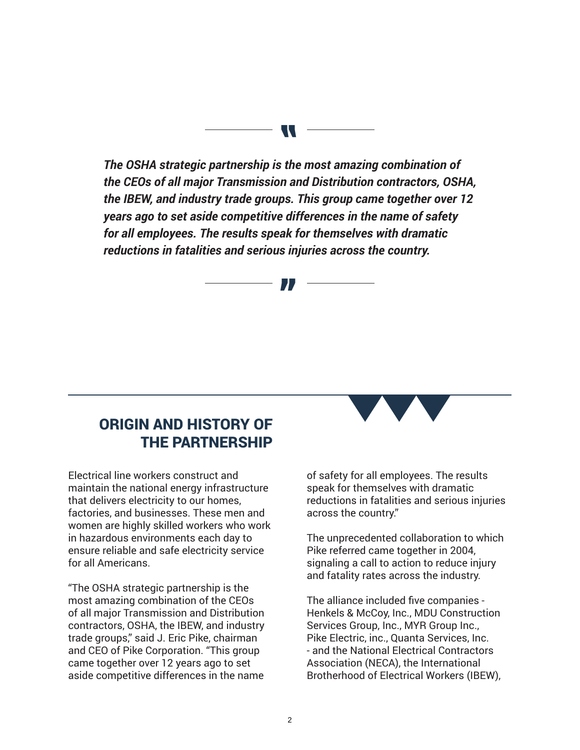> *The OSHA strategic partnership is the most amazing combination of the CEOs of all major Transmission and Distribution contractors, OSHA, the IBEW, and industry trade groups. This group came together over 12 years ago to set aside competitive differences in the name of safety for all employees. The results speak for themselves with dramatic reductions in fatalities and serious injuries across the country.*

## ORIGIN AND HISTORY OF THE PARTNERSHIP

Electrical line workers construct and maintain the national energy infrastructure that delivers electricity to our homes, factories, and businesses. These men and women are highly skilled workers who work in hazardous environments each day to ensure reliable and safe electricity service for all Americans.

"The OSHA strategic partnership is the most amazing combination of the CEOs of all major Transmission and Distribution contractors, OSHA, the IBEW, and industry trade groups," said J. Eric Pike, chairman and CEO of Pike Corporation. "This group came together over 12 years ago to set aside competitive differences in the name of safety for all employees. The results speak for themselves with dramatic reductions in fatalities and serious injuries across the country."

The unprecedented collaboration to which Pike referred came together in 2004, signaling a call to action to reduce injury and fatality rates across the industry.

The alliance included five companies - Henkels & McCoy, Inc., MDU Construction Services Group, Inc., MYR Group Inc., Pike Electric, inc., Quanta Services, Inc. - and the National Electrical Contractors Association (NECA), the International Brotherhood of Electrical Workers (IBEW),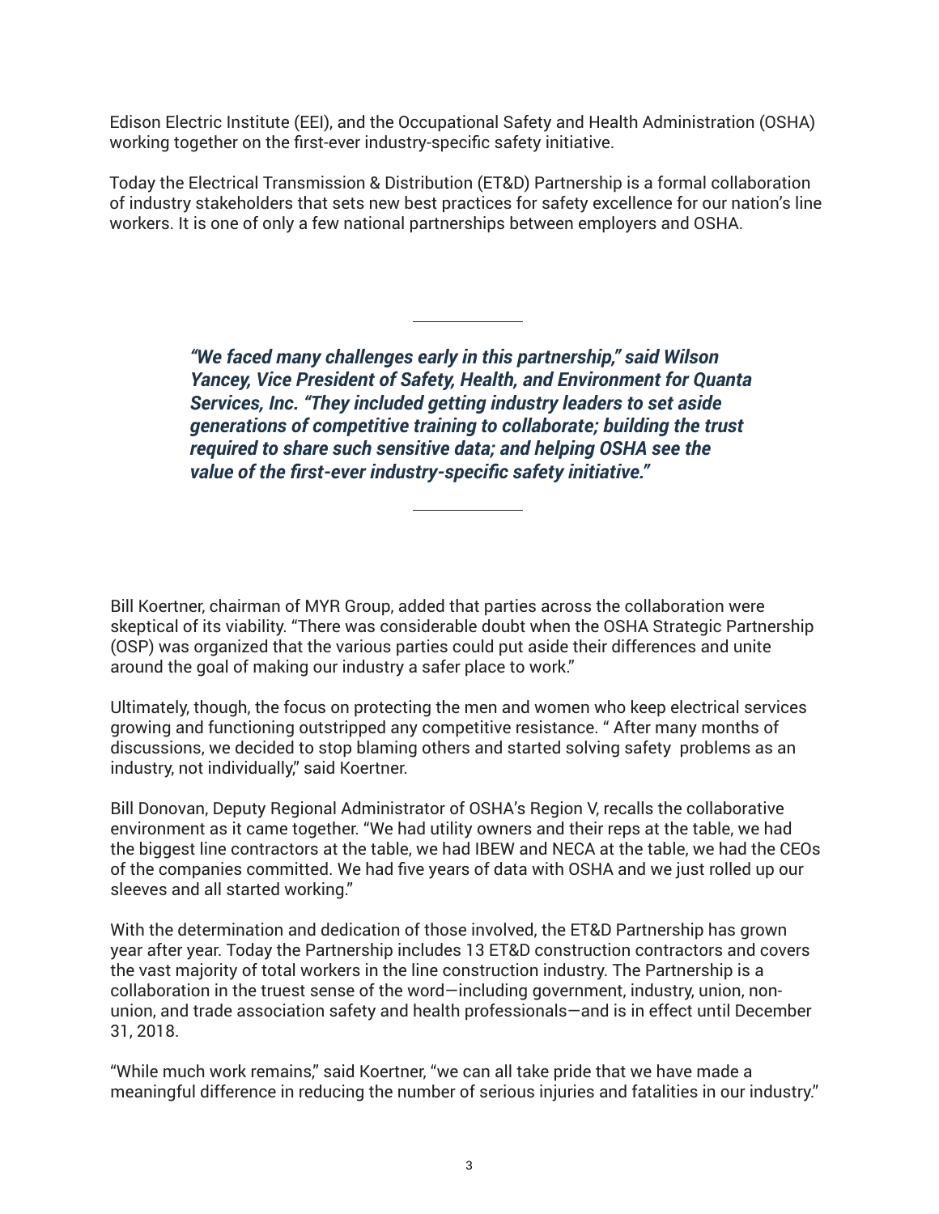Edison Electric Institute (EEI), and the Occupational Safety and Health Administration (OSHA) working together on the first-ever industry-specific safety initiative.

Today the Electrical Transmission & Distribution (ET&D) Partnership is a formal collaboration of industry stakeholders that sets new best practices for safety excellence for our nation's line workers. It is one of only a few national partnerships between employers and OSHA.

---

> ***"We faced many challenges early in this partnership," said Wilson Yancey, Vice President of Safety, Health, and Environment for Quanta Services, Inc. "They included getting industry leaders to set aside generations of competitive training to collaborate; building the trust required to share such sensitive data; and helping OSHA see the value of the first-ever industry-specific safety initiative."***

---

Bill Koertner, chairman of MYR Group, added that parties across the collaboration were skeptical of its viability. "There was considerable doubt when the OSHA Strategic Partnership (OSP) was organized that the various parties could put aside their differences and unite around the goal of making our industry a safer place to work."

Ultimately, though, the focus on protecting the men and women who keep electrical services growing and functioning outstripped any competitive resistance. " After many months of discussions, we decided to stop blaming others and started solving safety problems as an industry, not individually," said Koertner.

Bill Donovan, Deputy Regional Administrator of OSHA's Region V, recalls the collaborative environment as it came together. "We had utility owners and their reps at the table, we had the biggest line contractors at the table, we had IBEW and NECA at the table, we had the CEOs of the companies committed. We had five years of data with OSHA and we just rolled up our sleeves and all started working."

With the determination and dedication of those involved, the ET&D Partnership has grown year after year. Today the Partnership includes 13 ET&D construction contractors and covers the vast majority of total workers in the line construction industry. The Partnership is a collaboration in the truest sense of the word—including government, industry, union, non-union, and trade association safety and health professionals—and is in effect until December 31, 2018.

"While much work remains," said Koertner, "we can all take pride that we have made a meaningful difference in reducing the number of serious injuries and fatalities in our industry."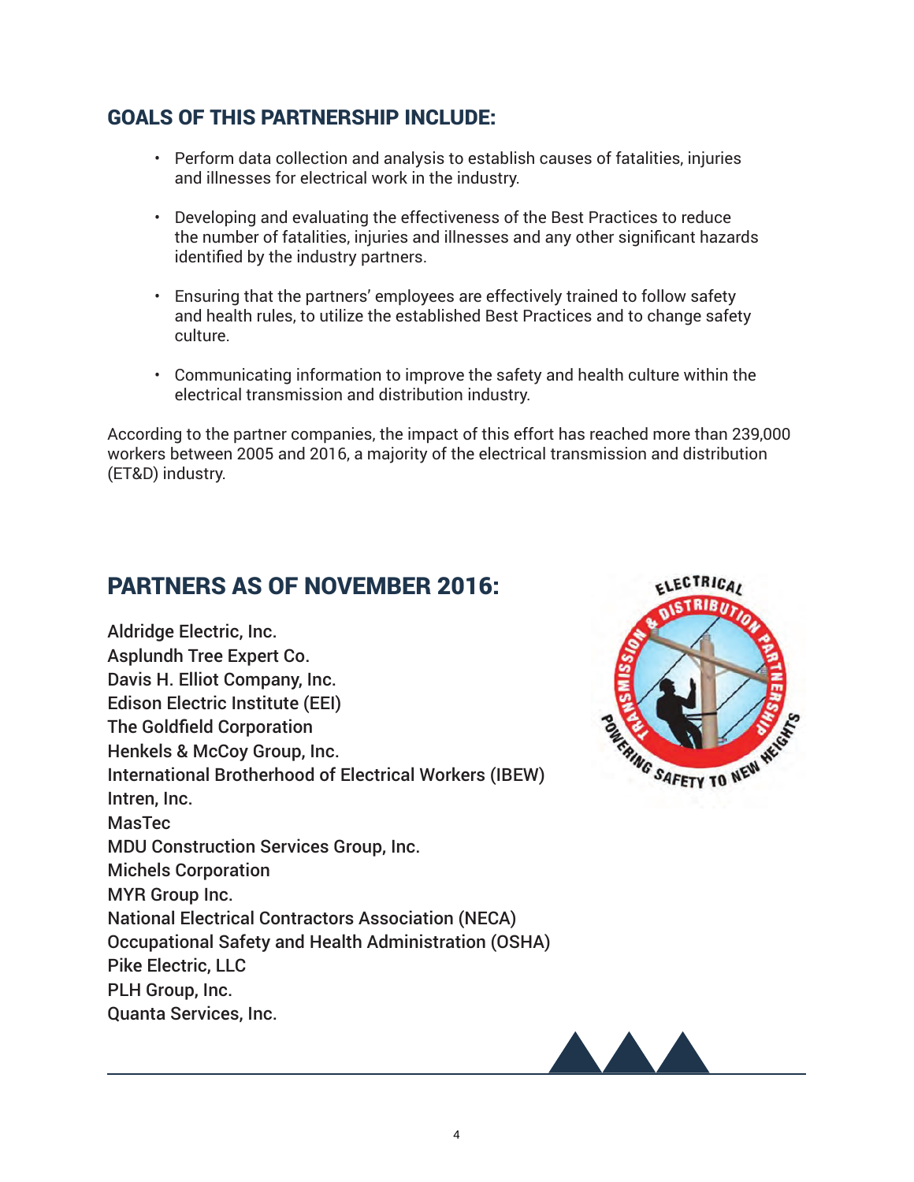## GOALS OF THIS PARTNERSHIP INCLUDE:

- Perform data collection and analysis to establish causes of fatalities, injuries and illnesses for electrical work in the industry.
- Developing and evaluating the effectiveness of the Best Practices to reduce the number of fatalities, injuries and illnesses and any other significant hazards identified by the industry partners.
- Ensuring that the partners' employees are effectively trained to follow safety and health rules, to utilize the established Best Practices and to change safety culture.
- Communicating information to improve the safety and health culture within the electrical transmission and distribution industry.

According to the partner companies, the impact of this effort has reached more than 239,000 workers between 2005 and 2016, a majority of the electrical transmission and distribution (ET&D) industry.

## PARTNERS AS OF NOVEMBER 2016:

Aldridge Electric, Inc.
Asplundh Tree Expert Co.
Davis H. Elliot Company, Inc.
Edison Electric Institute (EEI)
The Goldfield Corporation
Henkels & McCoy Group, Inc.
International Brotherhood of Electrical Workers (IBEW)
Intren, Inc.
MasTec
MDU Construction Services Group, Inc.
Michels Corporation
MYR Group Inc.
National Electrical Contractors Association (NECA)
Occupational Safety and Health Administration (OSHA)
Pike Electric, LLC
PLH Group, Inc.
Quanta Services, Inc.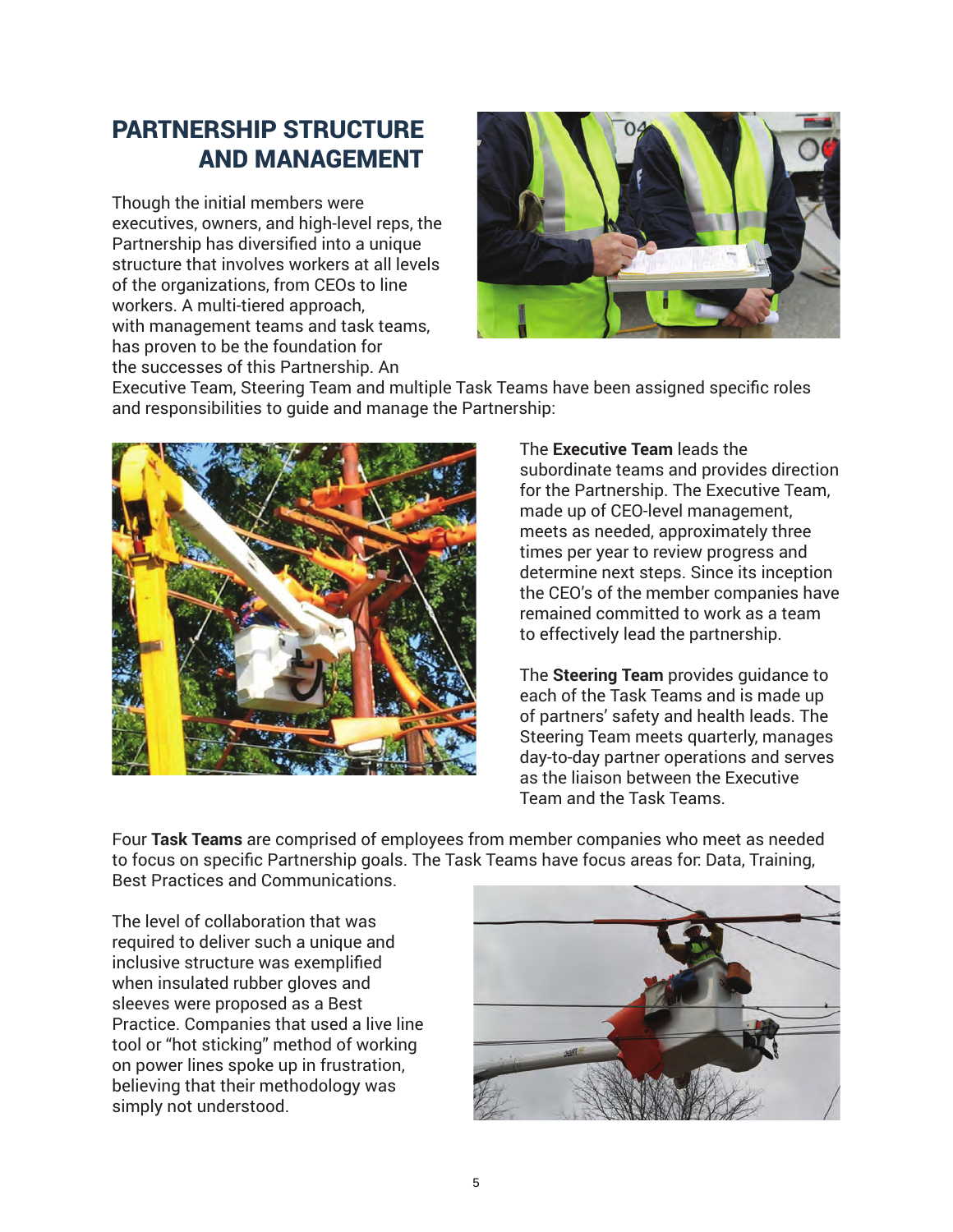## PARTNERSHIP STRUCTURE AND MANAGEMENT

Though the initial members were executives, owners, and high-level reps, the Partnership has diversified into a unique structure that involves workers at all levels of the organizations, from CEOs to line workers. A multi-tiered approach, with management teams and task teams, has proven to be the foundation for the successes of this Partnership. An Executive Team, Steering Team and multiple Task Teams have been assigned specific roles and responsibilities to guide and manage the Partnership:

The **Executive Team** leads the subordinate teams and provides direction for the Partnership. The Executive Team, made up of CEO-level management, meets as needed, approximately three times per year to review progress and determine next steps. Since its inception the CEO's of the member companies have remained committed to work as a team to effectively lead the partnership.

The **Steering Team** provides guidance to each of the Task Teams and is made up of partners' safety and health leads. The Steering Team meets quarterly, manages day-to-day partner operations and serves as the liaison between the Executive Team and the Task Teams.

Four **Task Teams** are comprised of employees from member companies who meet as needed to focus on specific Partnership goals. The Task Teams have focus areas for: Data, Training, Best Practices and Communications.

The level of collaboration that was required to deliver such a unique and inclusive structure was exemplified when insulated rubber gloves and sleeves were proposed as a Best Practice. Companies that used a live line tool or "hot sticking" method of working on power lines spoke up in frustration, believing that their methodology was simply not understood.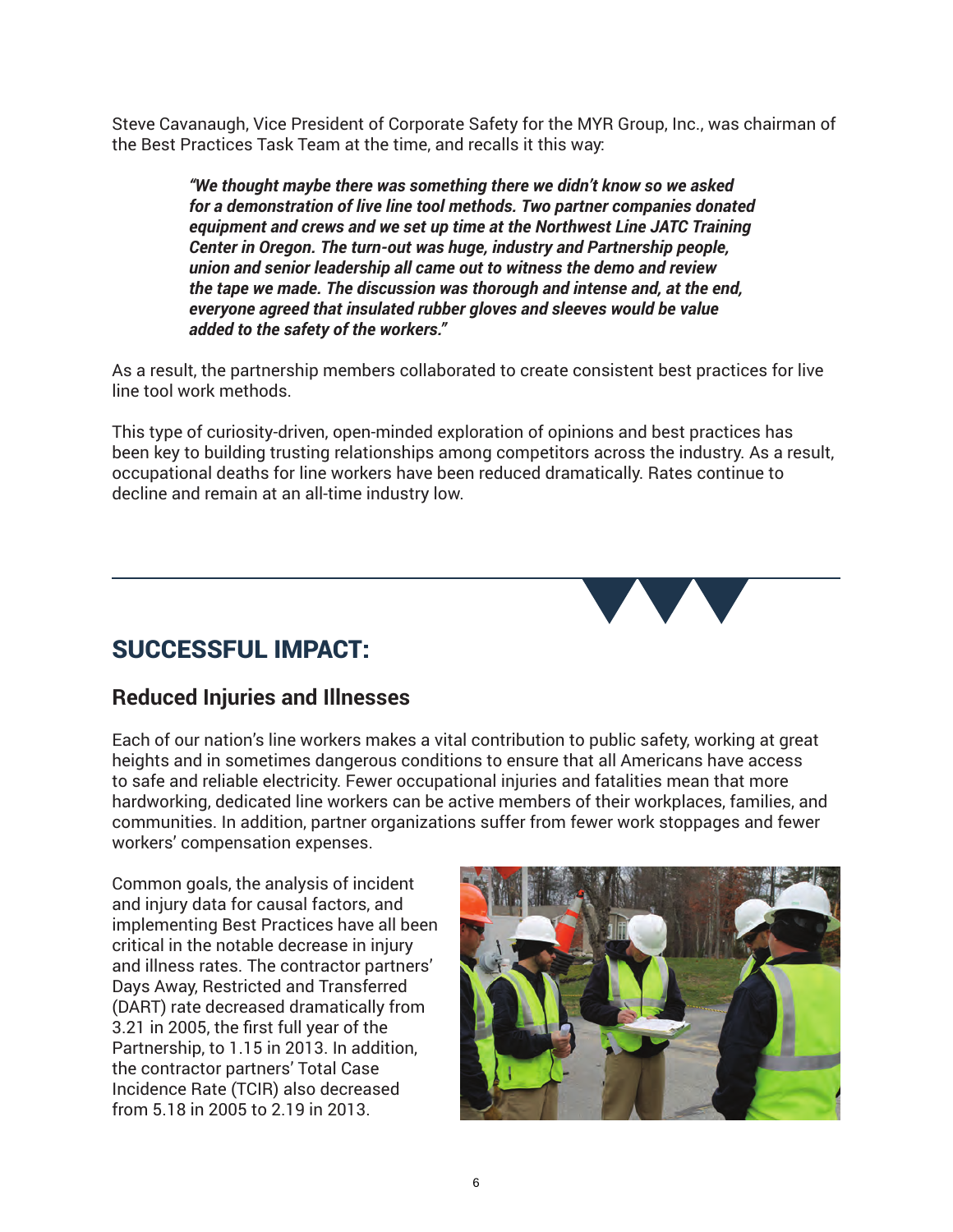Steve Cavanaugh, Vice President of Corporate Safety for the MYR Group, Inc., was chairman of the Best Practices Task Team at the time, and recalls it this way:

> ***"We thought maybe there was something there we didn't know so we asked for a demonstration of live line tool methods. Two partner companies donated equipment and crews and we set up time at the Northwest Line JATC Training Center in Oregon. The turn-out was huge, industry and Partnership people, union and senior leadership all came out to witness the demo and review the tape we made. The discussion was thorough and intense and, at the end, everyone agreed that insulated rubber gloves and sleeves would be value added to the safety of the workers."***

As a result, the partnership members collaborated to create consistent best practices for live line tool work methods.

This type of curiosity-driven, open-minded exploration of opinions and best practices has been key to building trusting relationships among competitors across the industry. As a result, occupational deaths for line workers have been reduced dramatically. Rates continue to decline and remain at an all-time industry low.

## SUCCESSFUL IMPACT:

### Reduced Injuries and Illnesses

Each of our nation's line workers makes a vital contribution to public safety, working at great heights and in sometimes dangerous conditions to ensure that all Americans have access to safe and reliable electricity. Fewer occupational injuries and fatalities mean that more hardworking, dedicated line workers can be active members of their workplaces, families, and communities. In addition, partner organizations suffer from fewer work stoppages and fewer workers' compensation expenses.

Common goals, the analysis of incident and injury data for causal factors, and implementing Best Practices have all been critical in the notable decrease in injury and illness rates. The contractor partners' Days Away, Restricted and Transferred (DART) rate decreased dramatically from 3.21 in 2005, the first full year of the Partnership, to 1.15 in 2013. In addition, the contractor partners' Total Case Incidence Rate (TCIR) also decreased from 5.18 in 2005 to 2.19 in 2013.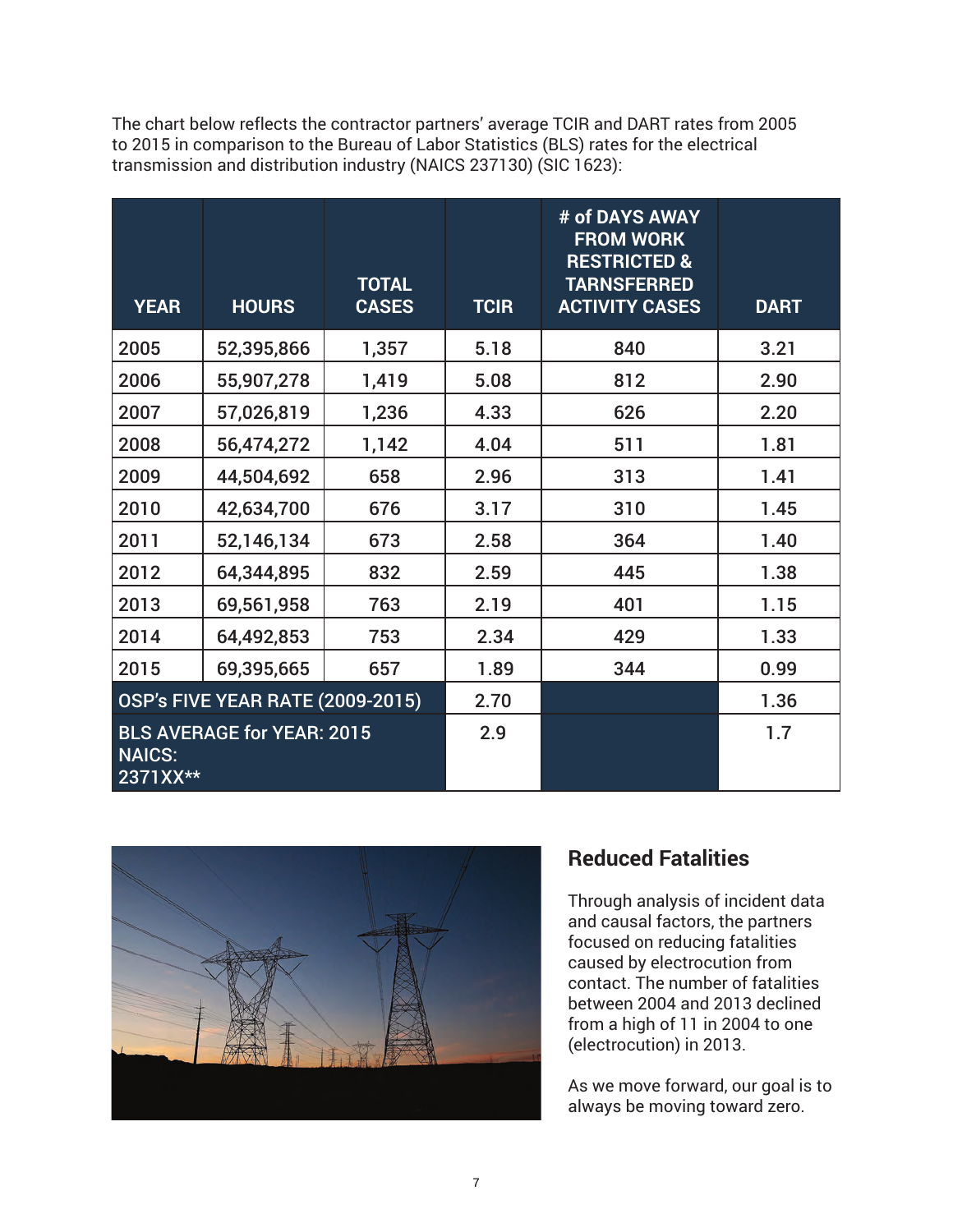The chart below reflects the contractor partners' average TCIR and DART rates from 2005 to 2015 in comparison to the Bureau of Labor Statistics (BLS) rates for the electrical transmission and distribution industry (NAICS 237130) (SIC 1623):

| YEAR | HOURS | TOTAL CASES | TCIR | # of DAYS AWAY FROM WORK RESTRICTED & TARNSFERRED ACTIVITY CASES | DART |
|---|---|---|---|---|---|
| 2005 | 52,395,866 | 1,357 | 5.18 | 840 | 3.21 |
| 2006 | 55,907,278 | 1,419 | 5.08 | 812 | 2.90 |
| 2007 | 57,026,819 | 1,236 | 4.33 | 626 | 2.20 |
| 2008 | 56,474,272 | 1,142 | 4.04 | 511 | 1.81 |
| 2009 | 44,504,692 | 658 | 2.96 | 313 | 1.41 |
| 2010 | 42,634,700 | 676 | 3.17 | 310 | 1.45 |
| 2011 | 52,146,134 | 673 | 2.58 | 364 | 1.40 |
| 2012 | 64,344,895 | 832 | 2.59 | 445 | 1.38 |
| 2013 | 69,561,958 | 763 | 2.19 | 401 | 1.15 |
| 2014 | 64,492,853 | 753 | 2.34 | 429 | 1.33 |
| 2015 | 69,395,665 | 657 | 1.89 | 344 | 0.99 |
| OSP's FIVE YEAR RATE (2009-2015) | | | 2.70 | | 1.36 |
| BLS AVERAGE for YEAR: 2015 NAICS: 2371XX** | | | 2.9 | | 1.7 |

## Reduced Fatalities

Through analysis of incident data and causal factors, the partners focused on reducing fatalities caused by electrocution from contact. The number of fatalities between 2004 and 2013 declined from a high of 11 in 2004 to one (electrocution) in 2013.

As we move forward, our goal is to always be moving toward zero.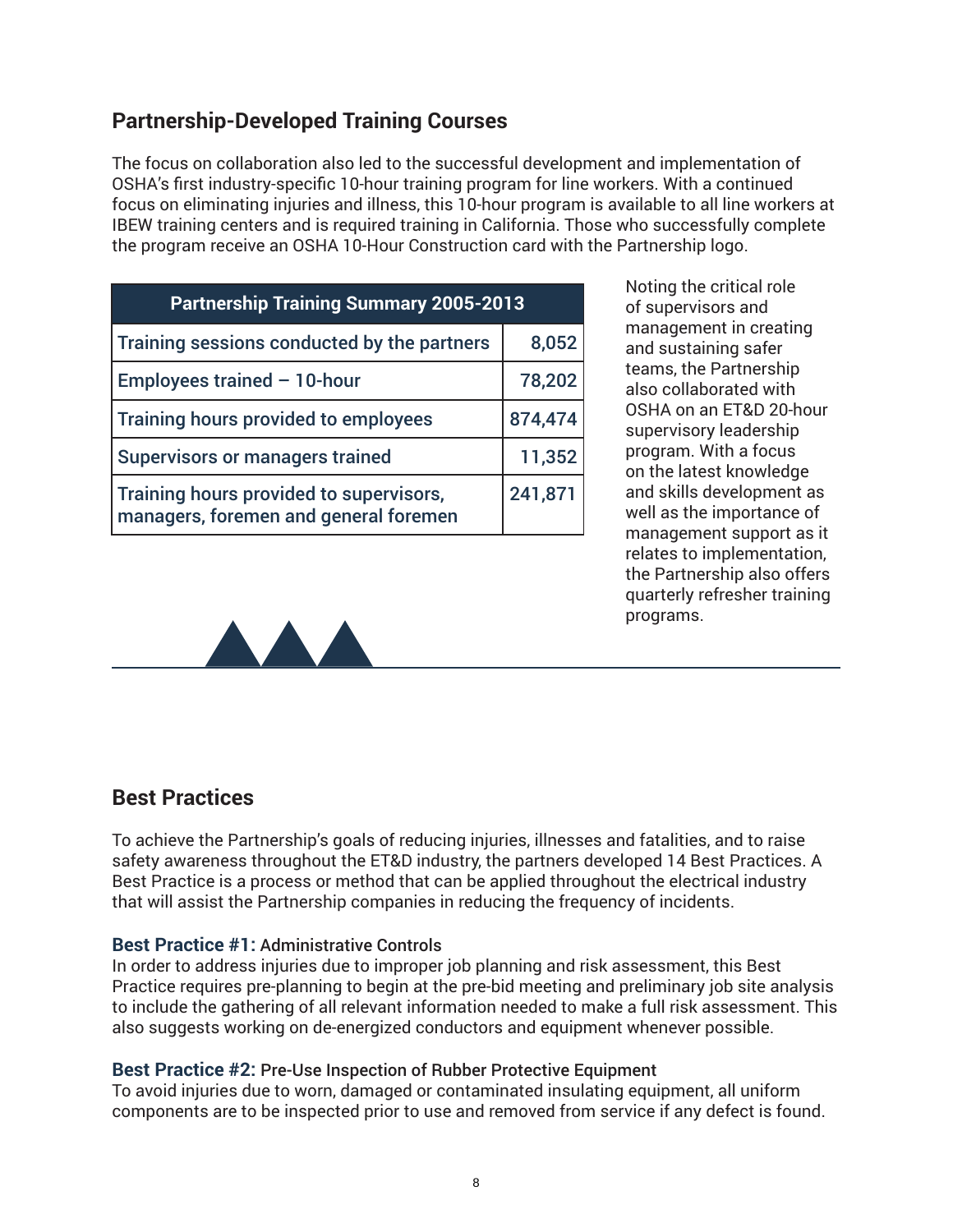## Partnership-Developed Training Courses

The focus on collaboration also led to the successful development and implementation of OSHA's first industry-specific 10-hour training program for line workers. With a continued focus on eliminating injuries and illness, this 10-hour program is available to all line workers at IBEW training centers and is required training in California. Those who successfully complete the program receive an OSHA 10-Hour Construction card with the Partnership logo.

| Partnership Training Summary 2005-2013 | |
| --- | --- |
| Training sessions conducted by the partners | 8,052 |
| Employees trained – 10-hour | 78,202 |
| Training hours provided to employees | 874,474 |
| Supervisors or managers trained | 11,352 |
| Training hours provided to supervisors, managers, foremen and general foremen | 241,871 |

Noting the critical role of supervisors and management in creating and sustaining safer teams, the Partnership also collaborated with OSHA on an ET&D 20-hour supervisory leadership program. With a focus on the latest knowledge and skills development as well as the importance of management support as it relates to implementation, the Partnership also offers quarterly refresher training programs.

## Best Practices

To achieve the Partnership's goals of reducing injuries, illnesses and fatalities, and to raise safety awareness throughout the ET&D industry, the partners developed 14 Best Practices. A Best Practice is a process or method that can be applied throughout the electrical industry that will assist the Partnership companies in reducing the frequency of incidents.

**Best Practice #1:** Administrative Controls
In order to address injuries due to improper job planning and risk assessment, this Best Practice requires pre-planning to begin at the pre-bid meeting and preliminary job site analysis to include the gathering of all relevant information needed to make a full risk assessment. This also suggests working on de-energized conductors and equipment whenever possible.

**Best Practice #2:** Pre-Use Inspection of Rubber Protective Equipment
To avoid injuries due to worn, damaged or contaminated insulating equipment, all uniform components are to be inspected prior to use and removed from service if any defect is found.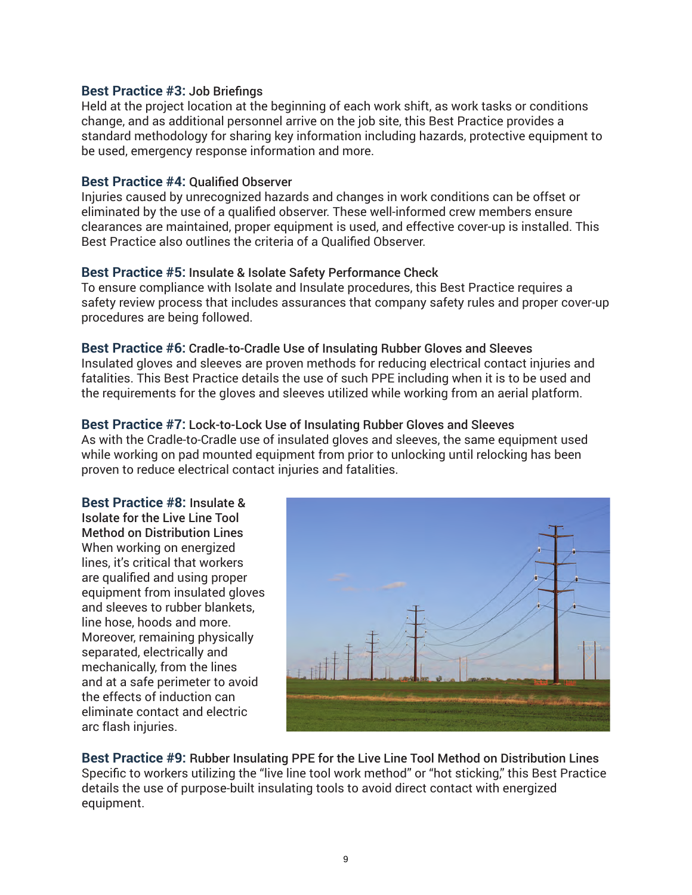**Best Practice #3:** Job Briefings

Held at the project location at the beginning of each work shift, as work tasks or conditions change, and as additional personnel arrive on the job site, this Best Practice provides a standard methodology for sharing key information including hazards, protective equipment to be used, emergency response information and more.

**Best Practice #4:** Qualified Observer

Injuries caused by unrecognized hazards and changes in work conditions can be offset or eliminated by the use of a qualified observer. These well-informed crew members ensure clearances are maintained, proper equipment is used, and effective cover-up is installed. This Best Practice also outlines the criteria of a Qualified Observer.

**Best Practice #5:** Insulate & Isolate Safety Performance Check

To ensure compliance with Isolate and Insulate procedures, this Best Practice requires a safety review process that includes assurances that company safety rules and proper cover-up procedures are being followed.

**Best Practice #6:** Cradle-to-Cradle Use of Insulating Rubber Gloves and Sleeves

Insulated gloves and sleeves are proven methods for reducing electrical contact injuries and fatalities. This Best Practice details the use of such PPE including when it is to be used and the requirements for the gloves and sleeves utilized while working from an aerial platform.

**Best Practice #7:** Lock-to-Lock Use of Insulating Rubber Gloves and Sleeves

As with the Cradle-to-Cradle use of insulated gloves and sleeves, the same equipment used while working on pad mounted equipment from prior to unlocking until relocking has been proven to reduce electrical contact injuries and fatalities.

**Best Practice #8:** Insulate & Isolate for the Live Line Tool Method on Distribution Lines

When working on energized lines, it's critical that workers are qualified and using proper equipment from insulated gloves and sleeves to rubber blankets, line hose, hoods and more. Moreover, remaining physically separated, electrically and mechanically, from the lines and at a safe perimeter to avoid the effects of induction can eliminate contact and electric arc flash injuries.

**Best Practice #9:** Rubber Insulating PPE for the Live Line Tool Method on Distribution Lines

Specific to workers utilizing the "live line tool work method" or "hot sticking," this Best Practice details the use of purpose-built insulating tools to avoid direct contact with energized equipment.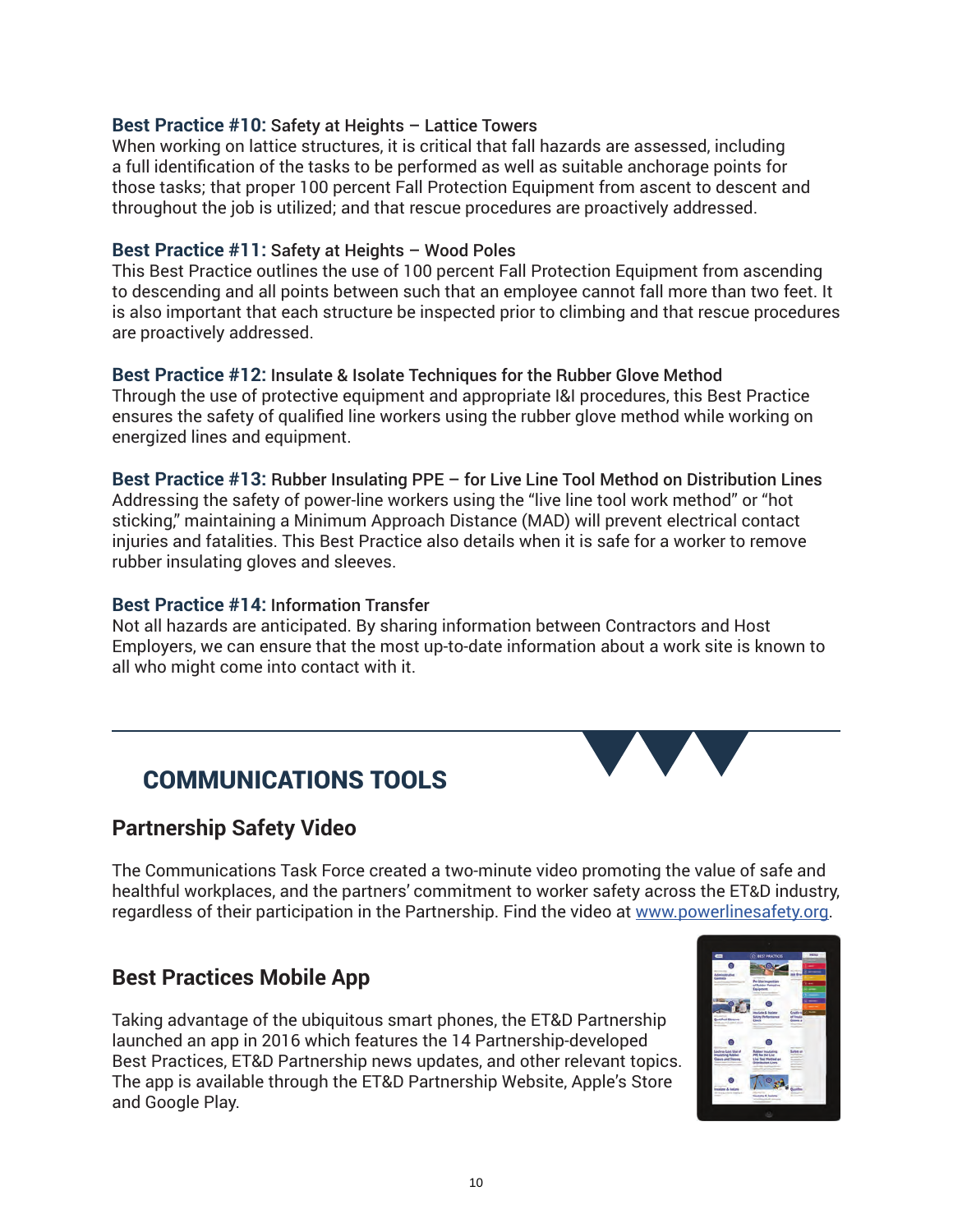**Best Practice #10:** Safety at Heights – Lattice Towers
When working on lattice structures, it is critical that fall hazards are assessed, including a full identification of the tasks to be performed as well as suitable anchorage points for those tasks; that proper 100 percent Fall Protection Equipment from ascent to descent and throughout the job is utilized; and that rescue procedures are proactively addressed.

**Best Practice #11:** Safety at Heights – Wood Poles
This Best Practice outlines the use of 100 percent Fall Protection Equipment from ascending to descending and all points between such that an employee cannot fall more than two feet. It is also important that each structure be inspected prior to climbing and that rescue procedures are proactively addressed.

**Best Practice #12:** Insulate & Isolate Techniques for the Rubber Glove Method
Through the use of protective equipment and appropriate I&I procedures, this Best Practice ensures the safety of qualified line workers using the rubber glove method while working on energized lines and equipment.

**Best Practice #13:** Rubber Insulating PPE – for Live Line Tool Method on Distribution Lines
Addressing the safety of power-line workers using the "live line tool work method" or "hot sticking," maintaining a Minimum Approach Distance (MAD) will prevent electrical contact injuries and fatalities. This Best Practice also details when it is safe for a worker to remove rubber insulating gloves and sleeves.

**Best Practice #14:** Information Transfer
Not all hazards are anticipated. By sharing information between Contractors and Host Employers, we can ensure that the most up-to-date information about a work site is known to all who might come into contact with it.

# COMMUNICATIONS TOOLS

## Partnership Safety Video

The Communications Task Force created a two-minute video promoting the value of safe and healthful workplaces, and the partners' commitment to worker safety across the ET&D industry, regardless of their participation in the Partnership. Find the video at www.powerlinesafety.org.

## Best Practices Mobile App

Taking advantage of the ubiquitous smart phones, the ET&D Partnership launched an app in 2016 which features the 14 Partnership-developed Best Practices, ET&D Partnership news updates, and other relevant topics. The app is available through the ET&D Partnership Website, Apple's Store and Google Play.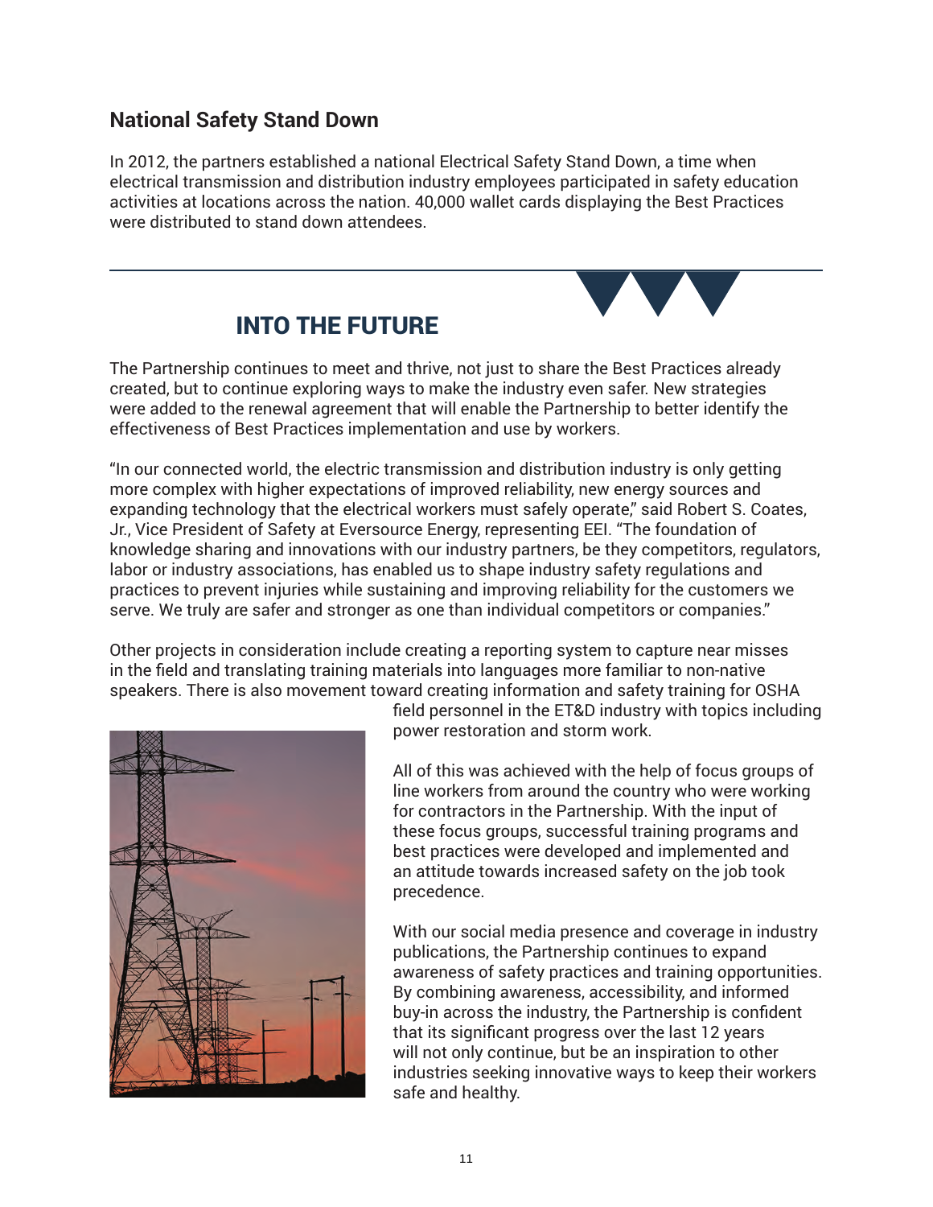## National Safety Stand Down

In 2012, the partners established a national Electrical Safety Stand Down, a time when electrical transmission and distribution industry employees participated in safety education activities at locations across the nation. 40,000 wallet cards displaying the Best Practices were distributed to stand down attendees.

## INTO THE FUTURE

The Partnership continues to meet and thrive, not just to share the Best Practices already created, but to continue exploring ways to make the industry even safer. New strategies were added to the renewal agreement that will enable the Partnership to better identify the effectiveness of Best Practices implementation and use by workers.

"In our connected world, the electric transmission and distribution industry is only getting more complex with higher expectations of improved reliability, new energy sources and expanding technology that the electrical workers must safely operate," said Robert S. Coates, Jr., Vice President of Safety at Eversource Energy, representing EEI. "The foundation of knowledge sharing and innovations with our industry partners, be they competitors, regulators, labor or industry associations, has enabled us to shape industry safety regulations and practices to prevent injuries while sustaining and improving reliability for the customers we serve. We truly are safer and stronger as one than individual competitors or companies."

Other projects in consideration include creating a reporting system to capture near misses in the field and translating training materials into languages more familiar to non-native speakers. There is also movement toward creating information and safety training for OSHA field personnel in the ET&D industry with topics including power restoration and storm work.

All of this was achieved with the help of focus groups of line workers from around the country who were working for contractors in the Partnership. With the input of these focus groups, successful training programs and best practices were developed and implemented and an attitude towards increased safety on the job took precedence.

With our social media presence and coverage in industry publications, the Partnership continues to expand awareness of safety practices and training opportunities. By combining awareness, accessibility, and informed buy-in across the industry, the Partnership is confident that its significant progress over the last 12 years will not only continue, but be an inspiration to other industries seeking innovative ways to keep their workers safe and healthy.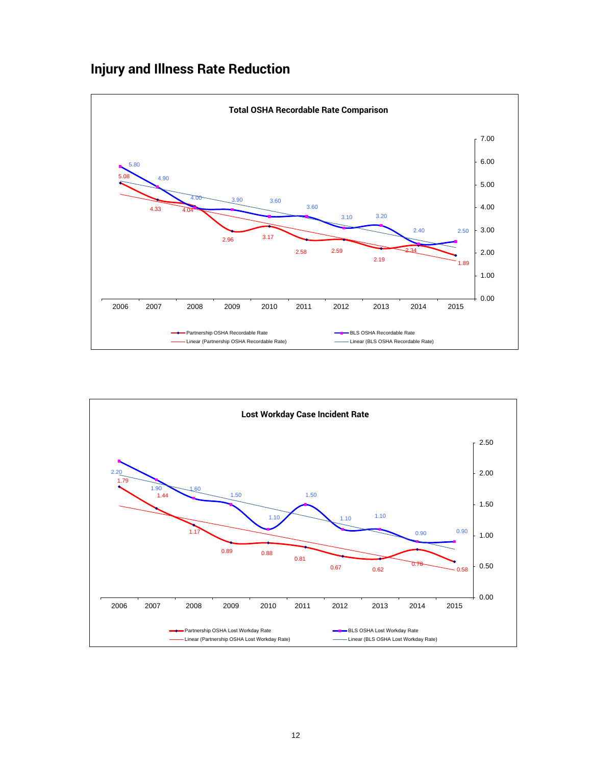# Injury and Illness Rate Reduction

**Total OSHA Recordable Rate Comparison**

| Year | Partnership OSHA Recordable Rate | BLS OSHA Recordable Rate |
|---|---|---|
| 2006 | 5.08 | 5.80 |
| 2007 | 4.33 | 4.90 |
| 2008 | 4.04 | 4.00 |
| 2009 | 2.96 | 3.90 |
| 2010 | 3.17 | 3.60 |
| 2011 | 2.58 | 3.60 |
| 2012 | 2.59 | 3.10 |
| 2013 | 2.19 | 3.20 |
| 2014 | 2.34 | 2.40 |
| 2015 | 1.89 | 2.50 |

Legend: Partnership OSHA Recordable Rate; BLS OSHA Recordable Rate; Linear (Partnership OSHA Recordable Rate); Linear (BLS OSHA Recordable Rate)

**Lost Workday Case Incident Rate**

| Year | Partnership OSHA Lost Workday Rate | BLS OSHA Lost Workday Rate |
|---|---|---|
| 2006 | 1.79 | 2.20 |
| 2007 | 1.44 | 1.90 |
| 2008 | 1.17 | 1.60 |
| 2009 | 0.89 | 1.50 |
| 2010 | 0.88 | 1.10 |
| 2011 | 0.81 | 1.50 |
| 2012 | 0.67 | 1.10 |
| 2013 | 0.62 | 1.10 |
| 2014 | 0.78 | 0.90 |
| 2015 | 0.58 | 0.90 |

Legend: Partnership OSHA Lost Workday Rate; BLS OSHA Lost Workday Rate; Linear (Partnership OSHA Lost Workday Rate); Linear (BLS OSHA Lost Workday Rate)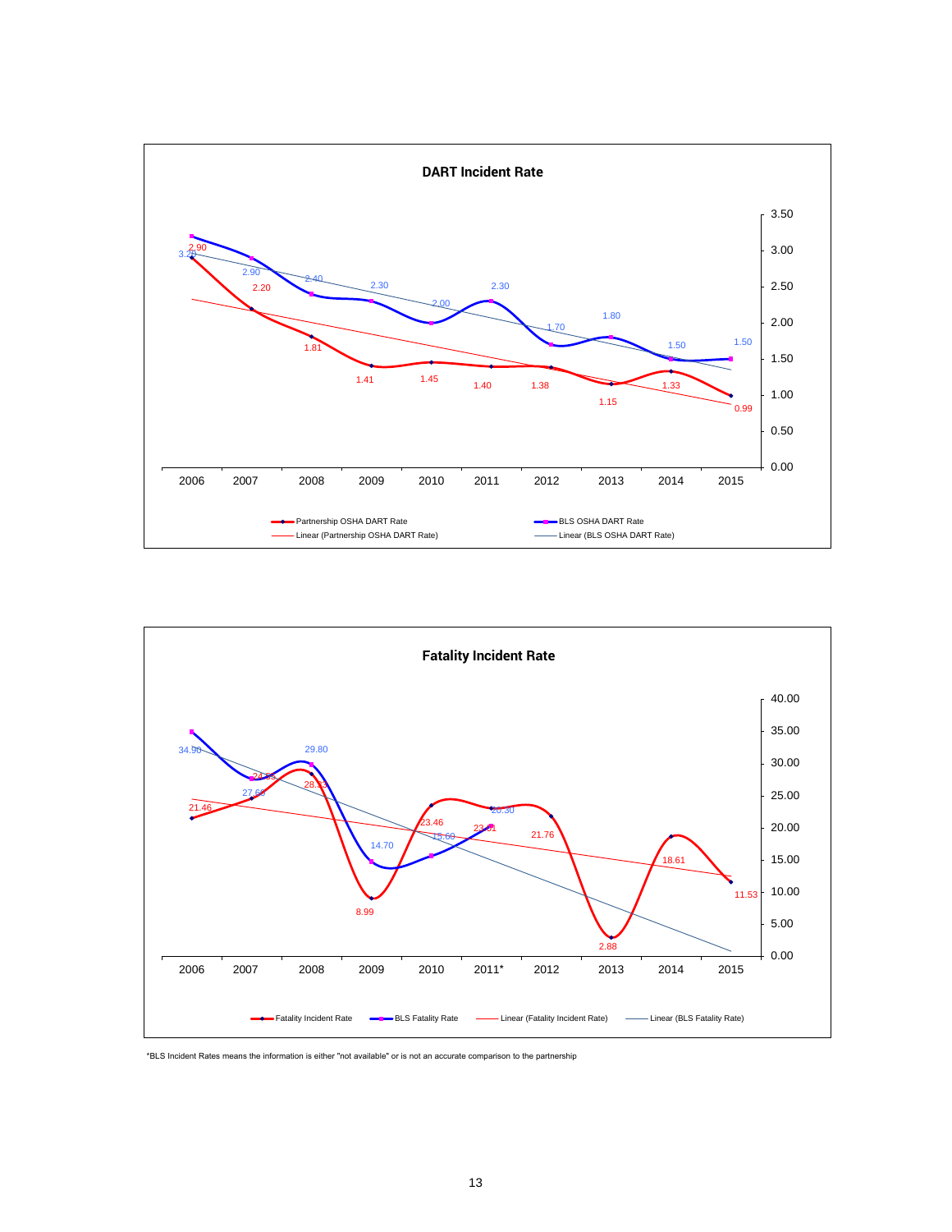**DART Incident Rate**

3.50
3.00
2.50
2.00
1.50
1.00
0.50
0.00

2006 2007 2008 2009 2010 2011 2012 2013 2014 2015

2.90
3.20
2.90
2.20
2.40
1.81
2.30
1.41
2.00
1.45
2.30
1.40
1.70
1.38
1.80
1.15
1.50
1.33
1.50
0.99

Partnership OSHA DART Rate
BLS OSHA DART Rate
Linear (Partnership OSHA DART Rate)
Linear (BLS OSHA DART Rate)

**Fatality Incident Rate**

40.00
35.00
30.00
25.00
20.00
15.00
10.00
5.00
0.00

2006 2007 2008 2009 2010 2011* 2012 2013 2014 2015

34.90
21.46
24.55
27.60
29.80
28.33
14.70
8.99
23.46
15.60
23.01
20.30
21.76
2.88
18.61
11.53

Fatality Incident Rate
BLS Fatality Rate
Linear (Fatality Incident Rate)
Linear (BLS Fatality Rate)

*BLS Incident Rates means the information is either "not available" or is not an accurate comparison to the partnership